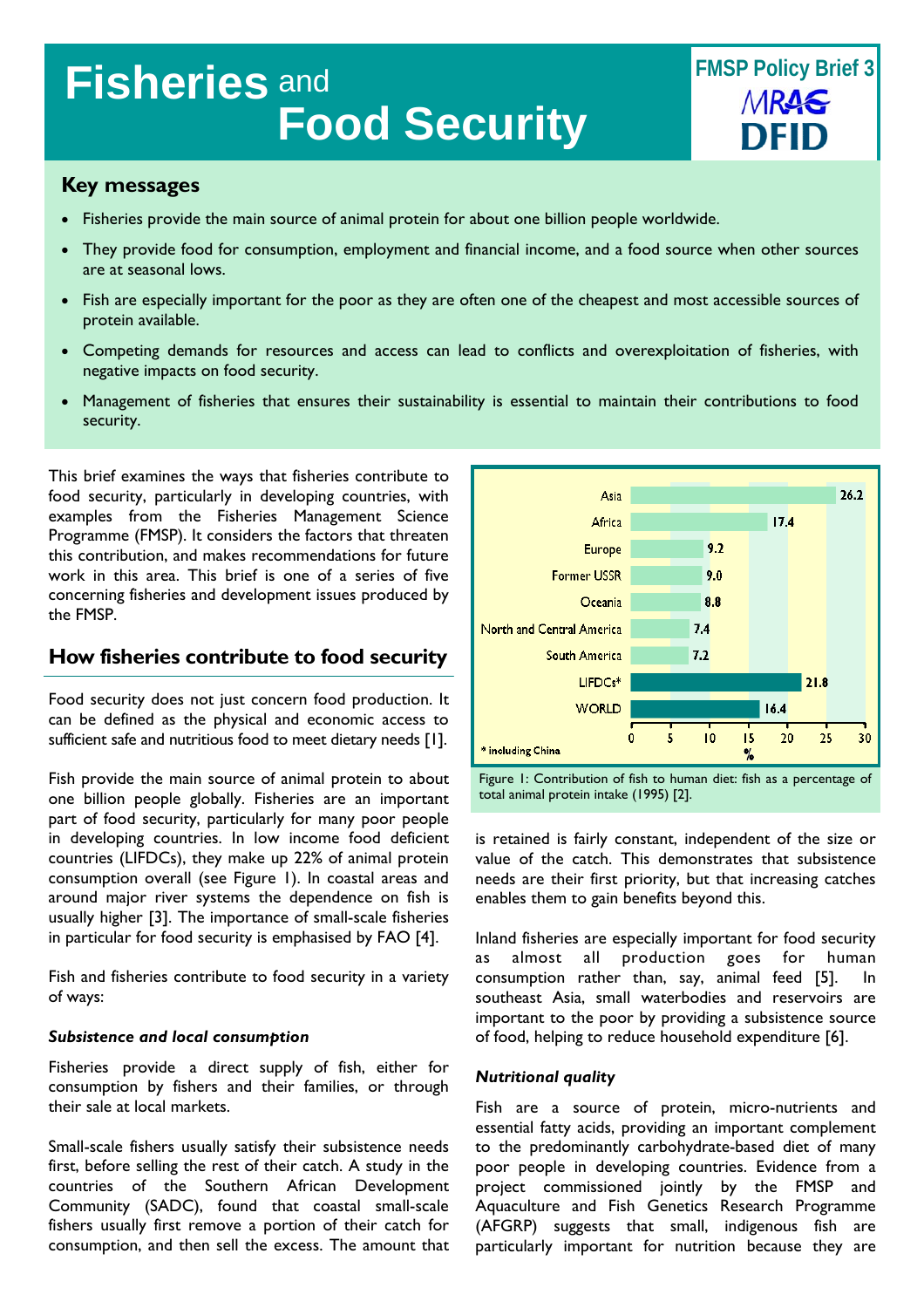# Fisheries and Food Security

FMSP Policy Brief 3

MRAG

DFID

## Key messages

- Fisheries provide the main source of animal protein for about one billion people worldwide.
- They provide food for consumption, employment and financial income, and a food source when other sources are at seasonal lows.
- Fish are especially important for the poor as they are often one of the cheapest and most accessible sources of protein available.
- Competing demands for resources and access can lead to conflicts and overexploitation of fisheries, with negative impacts on food security.
- Management of fisheries that ensures their sustainability is essential to maintain their contributions to food security.

This brief examines the ways that fisheries contribute to food security, particularly in developing countries, with examples from the Fisheries Management Science Programme (FMSP). It considers the factors that threaten this contribution, and makes recommendations for future work in this area. This brief is one of a series of five concerning fisheries and development issues produced by the FMSP.

## How fisheries contribute to food security

Food security does not just concern food production. It can be defined as the physical and economic access to sufficient safe and nutritious food to meet dietary needs [1].

Fish provide the main source of animal protein to about one billion people globally. Fisheries are an important part of food security, particularly for many poor people in developing countries. In low income food deficient countries (LIFDCs), they make up 22% of animal protein consumption overall (see Figure 1). In coastal areas and around major river systems the dependence on fish is usually higher [3]. The importance of small-scale fisheries in particular for food security is emphasised by FAO [4].

Fish and fisheries contribute to food security in a variety of ways:

### *Subsistence and local consumption*

Fisheries provide a direct supply of fish, either for consumption by fishers and their families, or through their sale at local markets.

Small-scale fishers usually satisfy their subsistence needs first, before selling the rest of their catch. A study in the countries of the Southern African Development Community (SADC), found that coastal small-scale fishers usually first remove a portion of their catch for consumption, and then sell the excess. The amount that is retained is fairly constant, independent of the size or value of the catch. This demonstrates that subsistence needs are their first priority, but that increasing catches enables them to gain benefits beyond this.

| Region | % |
|---|---|
| Asia | 26.2 |
| Africa | 17.4 |
| Europe | 9.2 |
| Former USSR | 9.0 |
| Oceania | 8.8 |
| North and Central America | 7.4 |
| South America | 7.2 |
| LIFDCs* | 21.8 |
| WORLD | 16.4 |

\* including China

Figure 1: Contribution of fish to human diet: fish as a percentage of total animal protein intake (1995) [2].

Inland fisheries are especially important for food security as almost all production goes for human consumption rather than, say, animal feed [5]. In southeast Asia, small waterbodies and reservoirs are important to the poor by providing a subsistence source of food, helping to reduce household expenditure [6].

### *Nutritional quality*

Fish are a source of protein, micro-nutrients and essential fatty acids, providing an important complement to the predominantly carbohydrate-based diet of many poor people in developing countries. Evidence from a project commissioned jointly by the FMSP and Aquaculture and Fish Genetics Research Programme (AFGRP) suggests that small, indigenous fish are particularly important for nutrition because they are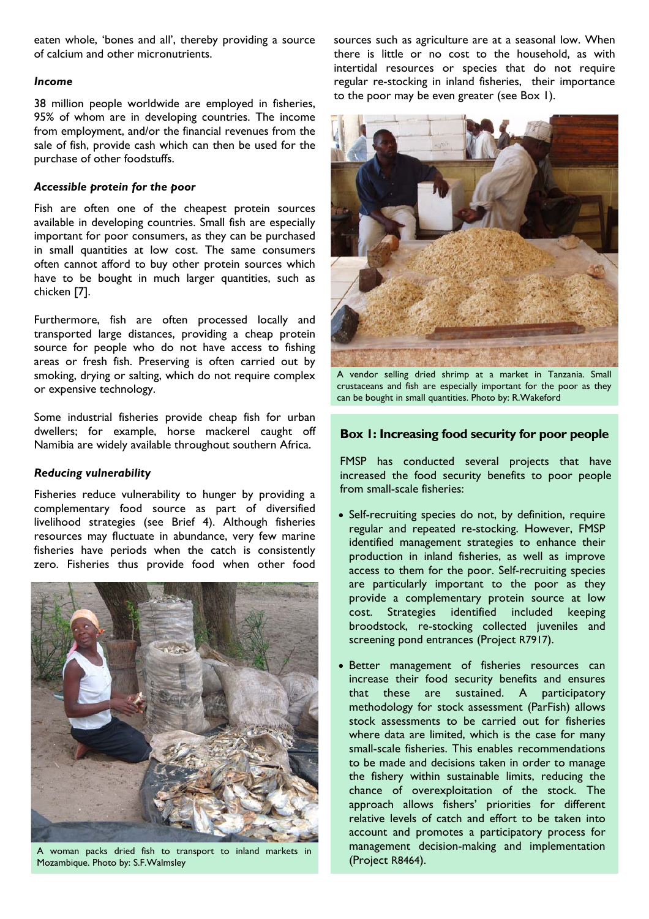eaten whole, 'bones and all', thereby providing a source of calcium and other micronutrients.

### *Income*

38 million people worldwide are employed in fisheries, 95% of whom are in developing countries. The income from employment, and/or the financial revenues from the sale of fish, provide cash which can then be used for the purchase of other foodstuffs.

### *Accessible protein for the poor*

Fish are often one of the cheapest protein sources available in developing countries. Small fish are especially important for poor consumers, as they can be purchased in small quantities at low cost. The same consumers often cannot afford to buy other protein sources which have to be bought in much larger quantities, such as chicken [7].

Furthermore, fish are often processed locally and transported large distances, providing a cheap protein source for people who do not have access to fishing areas or fresh fish. Preserving is often carried out by smoking, drying or salting, which do not require complex or expensive technology.

Some industrial fisheries provide cheap fish for urban dwellers; for example, horse mackerel caught off Namibia are widely available throughout southern Africa.

### *Reducing vulnerability*

Fisheries reduce vulnerability to hunger by providing a complementary food source as part of diversified livelihood strategies (see Brief 4). Although fisheries resources may fluctuate in abundance, very few marine fisheries have periods when the catch is consistently zero. Fisheries thus provide food when other food sources such as agriculture are at a seasonal low. When there is little or no cost to the household, as with intertidal resources or species that do not require regular re-stocking in inland fisheries, their importance to the poor may be even greater (see Box 1).

A woman packs dried fish to transport to inland markets in Mozambique. Photo by: S.F.Walmsley

A vendor selling dried shrimp at a market in Tanzania. Small crustaceans and fish are especially important for the poor as they can be bought in small quantities. Photo by: R.Wakeford

### Box 1: Increasing food security for poor people

FMSP has conducted several projects that have increased the food security benefits to poor people from small-scale fisheries:

- Self-recruiting species do not, by definition, require regular and repeated re-stocking. However, FMSP identified management strategies to enhance their production in inland fisheries, as well as improve access to them for the poor. Self-recruiting species are particularly important to the poor as they provide a complementary protein source at low cost. Strategies identified included keeping broodstock, re-stocking collected juveniles and screening pond entrances (Project R7917).

- Better management of fisheries resources can increase their food security benefits and ensures that these are sustained. A participatory methodology for stock assessment (ParFish) allows stock assessments to be carried out for fisheries where data are limited, which is the case for many small-scale fisheries. This enables recommendations to be made and decisions taken in order to manage the fishery within sustainable limits, reducing the chance of overexploitation of the stock. The approach allows fishers' priorities for different relative levels of catch and effort to be taken into account and promotes a participatory process for management decision-making and implementation (Project R8464).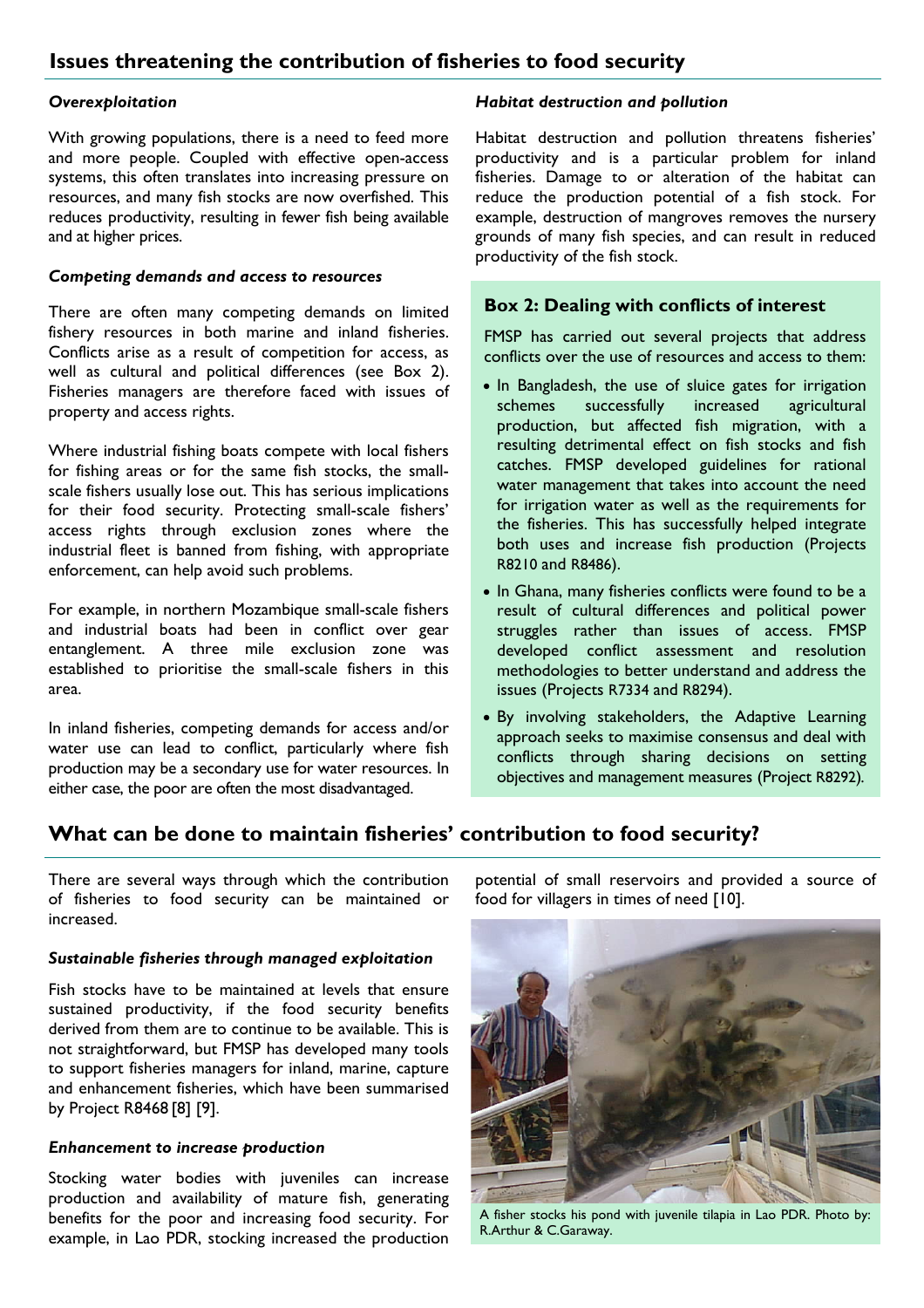## Issues threatening the contribution of fisheries to food security

### *Overexploitation*

With growing populations, there is a need to feed more and more people. Coupled with effective open-access systems, this often translates into increasing pressure on resources, and many fish stocks are now overfished. This reduces productivity, resulting in fewer fish being available and at higher prices.

### *Competing demands and access to resources*

There are often many competing demands on limited fishery resources in both marine and inland fisheries. Conflicts arise as a result of competition for access, as well as cultural and political differences (see Box 2). Fisheries managers are therefore faced with issues of property and access rights.

Where industrial fishing boats compete with local fishers for fishing areas or for the same fish stocks, the small-scale fishers usually lose out. This has serious implications for their food security. Protecting small-scale fishers' access rights through exclusion zones where the industrial fleet is banned from fishing, with appropriate enforcement, can help avoid such problems.

For example, in northern Mozambique small-scale fishers and industrial boats had been in conflict over gear entanglement. A three mile exclusion zone was established to prioritise the small-scale fishers in this area.

In inland fisheries, competing demands for access and/or water use can lead to conflict, particularly where fish production may be a secondary use for water resources. In either case, the poor are often the most disadvantaged.

### *Habitat destruction and pollution*

Habitat destruction and pollution threatens fisheries' productivity and is a particular problem for inland fisheries. Damage to or alteration of the habitat can reduce the production potential of a fish stock. For example, destruction of mangroves removes the nursery grounds of many fish species, and can result in reduced productivity of the fish stock.

### Box 2: Dealing with conflicts of interest

FMSP has carried out several projects that address conflicts over the use of resources and access to them:

- In Bangladesh, the use of sluice gates for irrigation schemes successfully increased agricultural production, but affected fish migration, with a resulting detrimental effect on fish stocks and fish catches. FMSP developed guidelines for rational water management that takes into account the need for irrigation water as well as the requirements for the fisheries. This has successfully helped integrate both uses and increase fish production (Projects R8210 and R8486).
- In Ghana, many fisheries conflicts were found to be a result of cultural differences and political power struggles rather than issues of access. FMSP developed conflict assessment and resolution methodologies to better understand and address the issues (Projects R7334 and R8294).
- By involving stakeholders, the Adaptive Learning approach seeks to maximise consensus and deal with conflicts through sharing decisions on setting objectives and management measures (Project R8292).

## What can be done to maintain fisheries' contribution to food security?

There are several ways through which the contribution of fisheries to food security can be maintained or increased.

### *Sustainable fisheries through managed exploitation*

Fish stocks have to be maintained at levels that ensure sustained productivity, if the food security benefits derived from them are to continue to be available. This is not straightforward, but FMSP has developed many tools to support fisheries managers for inland, marine, capture and enhancement fisheries, which have been summarised by Project R8468 [8] [9].

### *Enhancement to increase production*

Stocking water bodies with juveniles can increase production and availability of mature fish, generating benefits for the poor and increasing food security. For example, in Lao PDR, stocking increased the production potential of small reservoirs and provided a source of food for villagers in times of need [10].

A fisher stocks his pond with juvenile tilapia in Lao PDR. Photo by: R.Arthur & C.Garaway.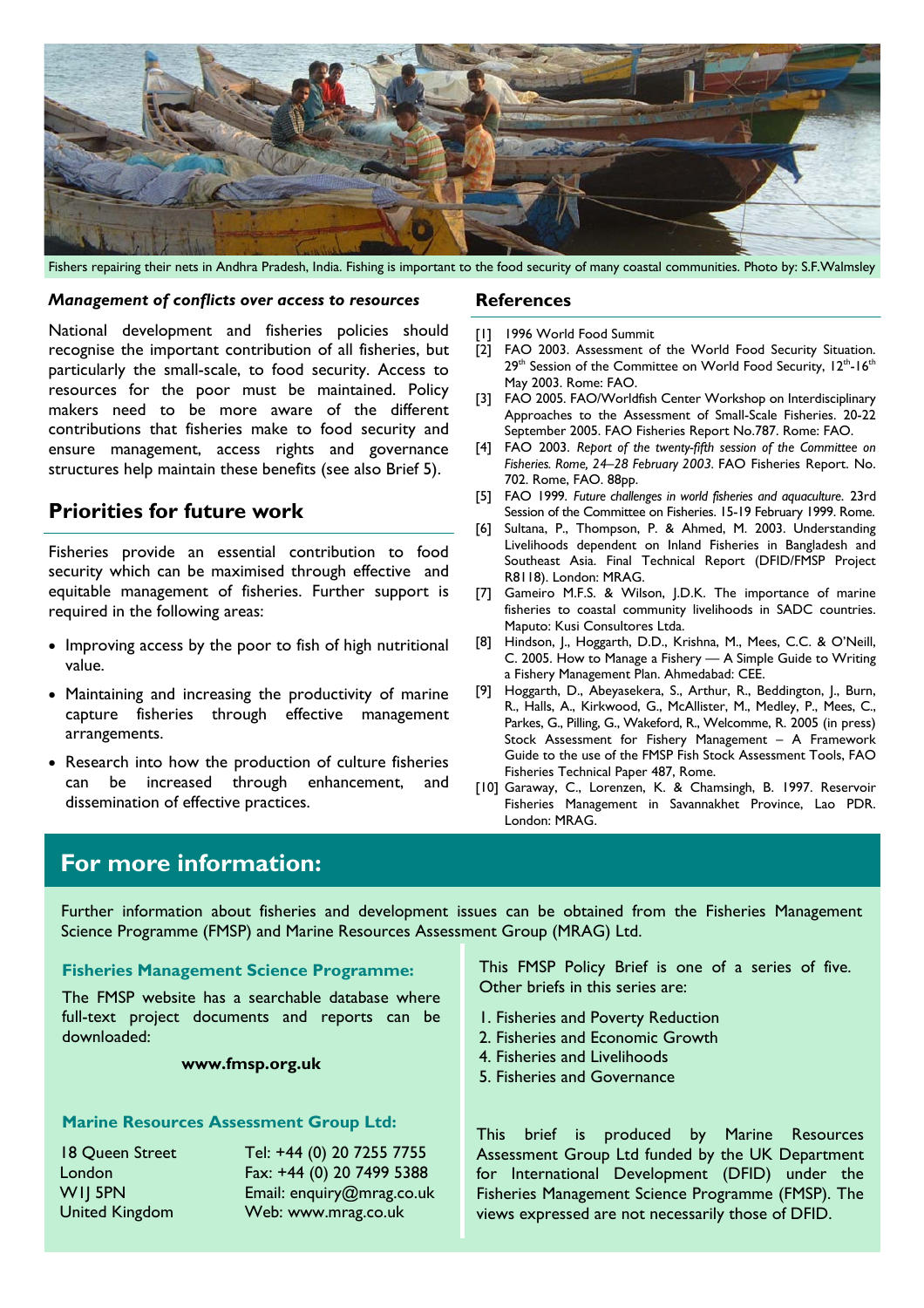Fishers repairing their nets in Andhra Pradesh, India. Fishing is important to the food security of many coastal communities. Photo by: S.F.Walmsley

***Management of conflicts over access to resources***

National development and fisheries policies should recognise the important contribution of all fisheries, but particularly the small-scale, to food security. Access to resources for the poor must be maintained. Policy makers need to be more aware of the different contributions that fisheries make to food security and ensure management, access rights and governance structures help maintain these benefits (see also Brief 5).

## Priorities for future work

Fisheries provide an essential contribution to food security which can be maximised through effective and equitable management of fisheries. Further support is required in the following areas:

- Improving access by the poor to fish of high nutritional value.
- Maintaining and increasing the productivity of marine capture fisheries through effective management arrangements.
- Research into how the production of culture fisheries can be increased through enhancement, and dissemination of effective practices.

## References

[1] 1996 World Food Summit

[2] FAO 2003. Assessment of the World Food Security Situation. 29th Session of the Committee on World Food Security, 12th-16th May 2003. Rome: FAO.

[3] FAO 2005. FAO/Worldfish Center Workshop on Interdisciplinary Approaches to the Assessment of Small-Scale Fisheries. 20-22 September 2005. FAO Fisheries Report No.787. Rome: FAO.

[4] FAO 2003. *Report of the twenty-fifth session of the Committee on Fisheries. Rome, 24–28 February 2003.* FAO Fisheries Report. No. 702. Rome, FAO. 88pp.

[5] FAO 1999. *Future challenges in world fisheries and aquaculture*. 23rd Session of the Committee on Fisheries. 15-19 February 1999. Rome.

[6] Sultana, P., Thompson, P. & Ahmed, M. 2003. Understanding Livelihoods dependent on Inland Fisheries in Bangladesh and Southeast Asia. Final Technical Report (DFID/FMSP Project R8118). London: MRAG.

[7] Gameiro M.F.S. & Wilson, J.D.K. The importance of marine fisheries to coastal community livelihoods in SADC countries. Maputo: Kusi Consultores Ltda.

[8] Hindson, J., Hoggarth, D.D., Krishna, M., Mees, C.C. & O'Neill, C. 2005. How to Manage a Fishery — A Simple Guide to Writing a Fishery Management Plan. Ahmedabad: CEE.

[9] Hoggarth, D., Abeyasekera, S., Arthur, R., Beddington, J., Burn, R., Halls, A., Kirkwood, G., McAllister, M., Medley, P., Mees, C., Parkes, G., Pilling, G., Wakeford, R., Welcomme, R. 2005 (in press) Stock Assessment for Fishery Management – A Framework Guide to the use of the FMSP Fish Stock Assessment Tools, FAO Fisheries Technical Paper 487, Rome.

[10] Garaway, C., Lorenzen, K. & Chamsingh, B. 1997. Reservoir Fisheries Management in Savannakhet Province, Lao PDR. London: MRAG.

## For more information:

Further information about fisheries and development issues can be obtained from the Fisheries Management Science Programme (FMSP) and Marine Resources Assessment Group (MRAG) Ltd.

### Fisheries Management Science Programme:

The FMSP website has a searchable database where full-text project documents and reports can be downloaded:

**www.fmsp.org.uk**

### Marine Resources Assessment Group Ltd:

18 Queen Street
London
W1J 5PN
United Kingdom

Tel: +44 (0) 20 7255 7755
Fax: +44 (0) 20 7499 5388
Email: enquiry@mrag.co.uk
Web: www.mrag.co.uk

This FMSP Policy Brief is one of a series of five. Other briefs in this series are:

1. Fisheries and Poverty Reduction
2. Fisheries and Economic Growth
4. Fisheries and Livelihoods
5. Fisheries and Governance

This brief is produced by Marine Resources Assessment Group Ltd funded by the UK Department for International Development (DFID) under the Fisheries Management Science Programme (FMSP). The views expressed are not necessarily those of DFID.